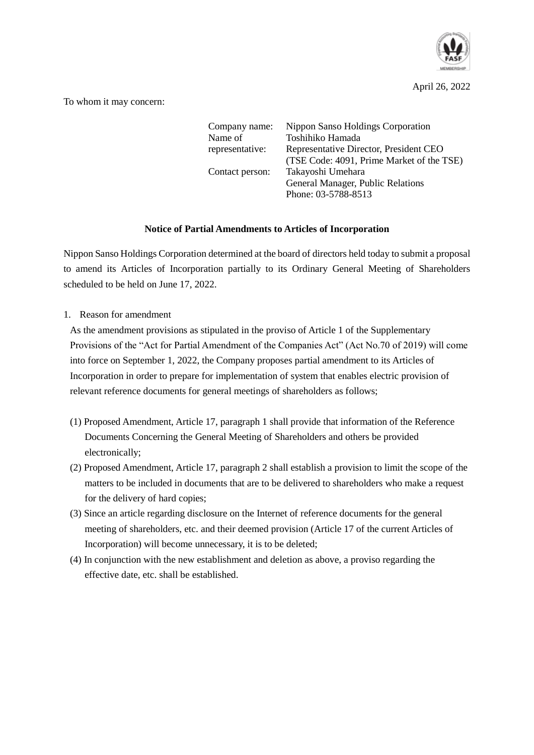April 26, 2022

To whom it may concern:

Company name: Nippon Sanso Holdings Corporation
Name of representative: Toshihiko Hamada
Representative Director, President CEO
(TSE Code: 4091, Prime Market of the TSE)
Contact person: Takayoshi Umehara
General Manager, Public Relations
Phone: 03-5788-8513

**Notice of Partial Amendments to Articles of Incorporation**

Nippon Sanso Holdings Corporation determined at the board of directors held today to submit a proposal to amend its Articles of Incorporation partially to its Ordinary General Meeting of Shareholders scheduled to be held on June 17, 2022.

1. Reason for amendment

As the amendment provisions as stipulated in the proviso of Article 1 of the Supplementary Provisions of the "Act for Partial Amendment of the Companies Act" (Act No.70 of 2019) will come into force on September 1, 2022, the Company proposes partial amendment to its Articles of Incorporation in order to prepare for implementation of system that enables electric provision of relevant reference documents for general meetings of shareholders as follows;

(1) Proposed Amendment, Article 17, paragraph 1 shall provide that information of the Reference Documents Concerning the General Meeting of Shareholders and others be provided electronically;
(2) Proposed Amendment, Article 17, paragraph 2 shall establish a provision to limit the scope of the matters to be included in documents that are to be delivered to shareholders who make a request for the delivery of hard copies;
(3) Since an article regarding disclosure on the Internet of reference documents for the general meeting of shareholders, etc. and their deemed provision (Article 17 of the current Articles of Incorporation) will become unnecessary, it is to be deleted;
(4) In conjunction with the new establishment and deletion as above, a proviso regarding the effective date, etc. shall be established.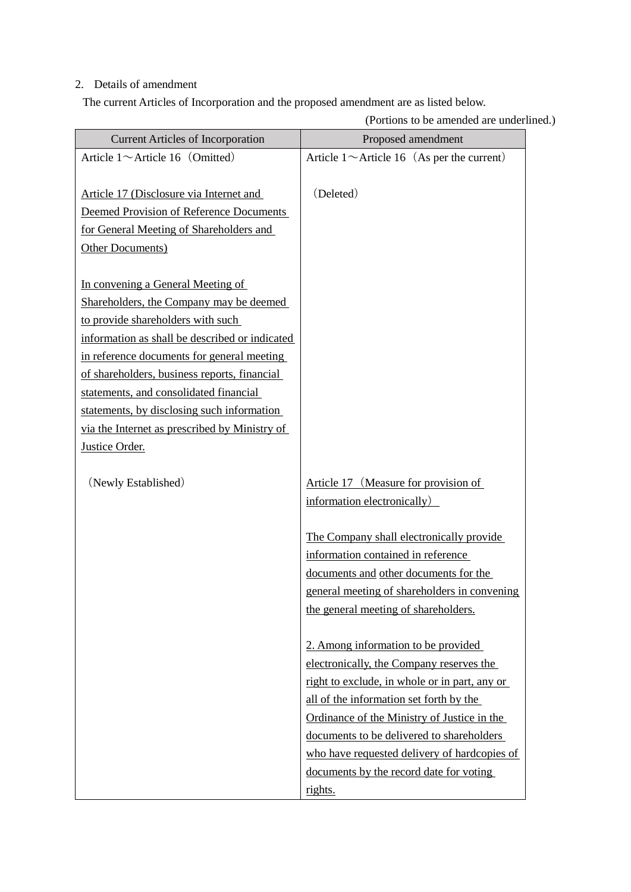2. Details of amendment

The current Articles of Incorporation and the proposed amendment are as listed below.

(Portions to be amended are underlined.)

| Current Articles of Incorporation | Proposed amendment |
| --- | --- |
| Article 1～Article 16（Omitted） | Article 1～Article 16（As per the current） |
| <u>Article 17 (Disclosure via Internet and Deemed Provision of Reference Documents for General Meeting of Shareholders and Other Documents)</u><br><br><u>In convening a General Meeting of Shareholders, the Company may be deemed to provide shareholders with such information as shall be described or indicated in reference documents for general meeting of shareholders, business reports, financial statements, and consolidated financial statements, by disclosing such information via the Internet as prescribed by Ministry of Justice Order.</u> | （Deleted） |
| （Newly Established） | <u>Article 17（Measure for provision of information electronically）</u><br><br><u>The Company shall electronically provide information contained in reference documents and other documents for the general meeting of shareholders in convening the general meeting of shareholders.</u><br><br><u>2. Among information to be provided electronically, the Company reserves the right to exclude, in whole or in part, any or all of the information set forth by the Ordinance of the Ministry of Justice in the documents to be delivered to shareholders who have requested delivery of hardcopies of documents by the record date for voting rights.</u> |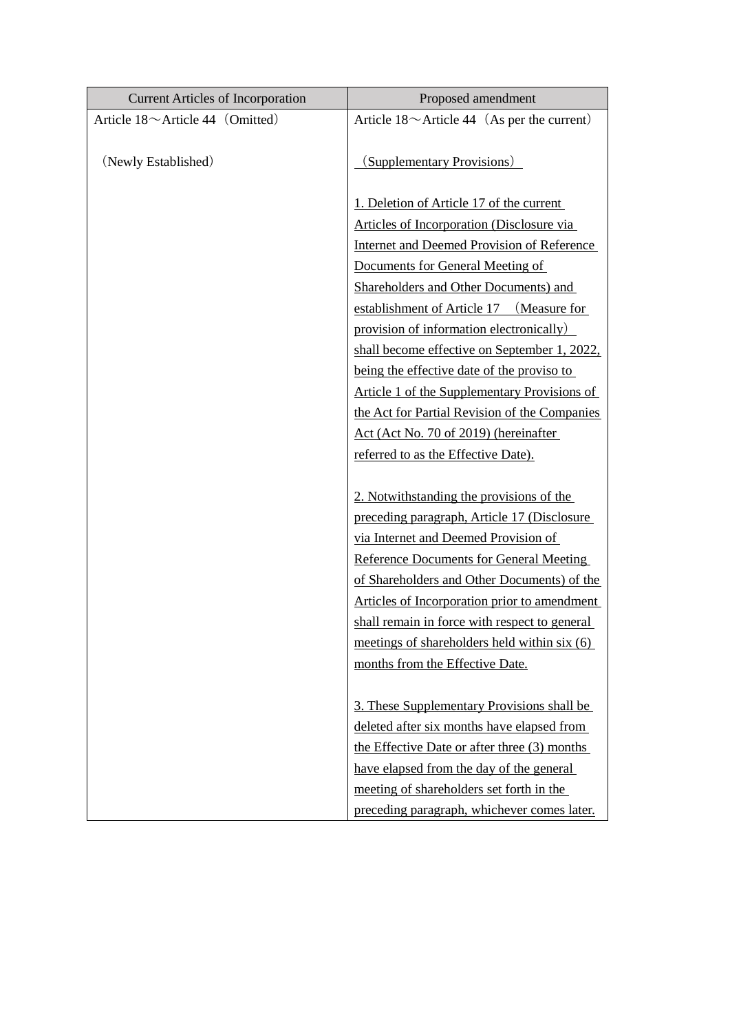| Current Articles of Incorporation | Proposed amendment |
|---|---|
| Article 18～Article 44（Omitted） | Article 18～Article 44（As per the current） |
| （Newly Established） | （Supplementary Provisions）<br><br>1. Deletion of Article 17 of the current Articles of Incorporation (Disclosure via Internet and Deemed Provision of Reference Documents for General Meeting of Shareholders and Other Documents) and establishment of Article 17 （Measure for provision of information electronically） shall become effective on September 1, 2022, being the effective date of the proviso to Article 1 of the Supplementary Provisions of the Act for Partial Revision of the Companies Act (Act No. 70 of 2019) (hereinafter referred to as the Effective Date).<br><br>2. Notwithstanding the provisions of the preceding paragraph, Article 17 (Disclosure via Internet and Deemed Provision of Reference Documents for General Meeting of Shareholders and Other Documents) of the Articles of Incorporation prior to amendment shall remain in force with respect to general meetings of shareholders held within six (6) months from the Effective Date.<br><br>3. These Supplementary Provisions shall be deleted after six months have elapsed from the Effective Date or after three (3) months have elapsed from the day of the general meeting of shareholders set forth in the preceding paragraph, whichever comes later. |